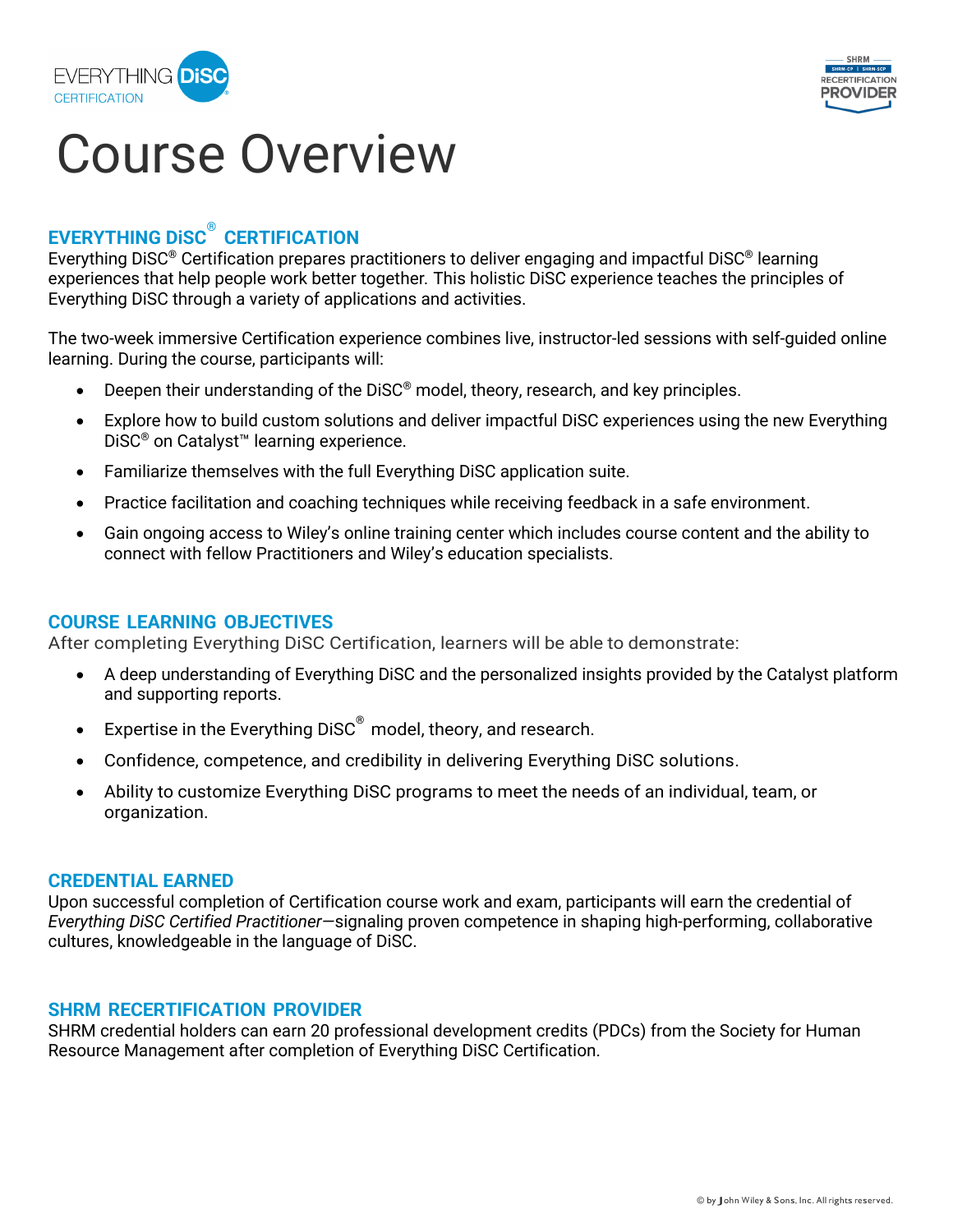# Course Overview

## EVERYTHING DiSC® CERTIFICATION

Everything DiSC® Certification prepares practitioners to deliver engaging and impactful DiSC® learning experiences that help people work better together. This holistic DiSC experience teaches the principles of Everything DiSC through a variety of applications and activities.

The two-week immersive Certification experience combines live, instructor-led sessions with self-guided online learning. During the course, participants will:

- Deepen their understanding of the DiSC® model, theory, research, and key principles.
- Explore how to build custom solutions and deliver impactful DiSC experiences using the new Everything DiSC® on Catalyst™ learning experience.
- Familiarize themselves with the full Everything DiSC application suite.
- Practice facilitation and coaching techniques while receiving feedback in a safe environment.
- Gain ongoing access to Wiley's online training center which includes course content and the ability to connect with fellow Practitioners and Wiley's education specialists.

## COURSE LEARNING OBJECTIVES

After completing Everything DiSC Certification, learners will be able to demonstrate:

- A deep understanding of Everything DiSC and the personalized insights provided by the Catalyst platform and supporting reports.
- Expertise in the Everything DiSC® model, theory, and research.
- Confidence, competence, and credibility in delivering Everything DiSC solutions.
- Ability to customize Everything DiSC programs to meet the needs of an individual, team, or organization.

## CREDENTIAL EARNED

Upon successful completion of Certification course work and exam, participants will earn the credential of *Everything DiSC Certified Practitioner*—signaling proven competence in shaping high-performing, collaborative cultures, knowledgeable in the language of DiSC.

## SHRM RECERTIFICATION PROVIDER

SHRM credential holders can earn 20 professional development credits (PDCs) from the Society for Human Resource Management after completion of Everything DiSC Certification.

© by John Wiley & Sons, Inc. All rights reserved.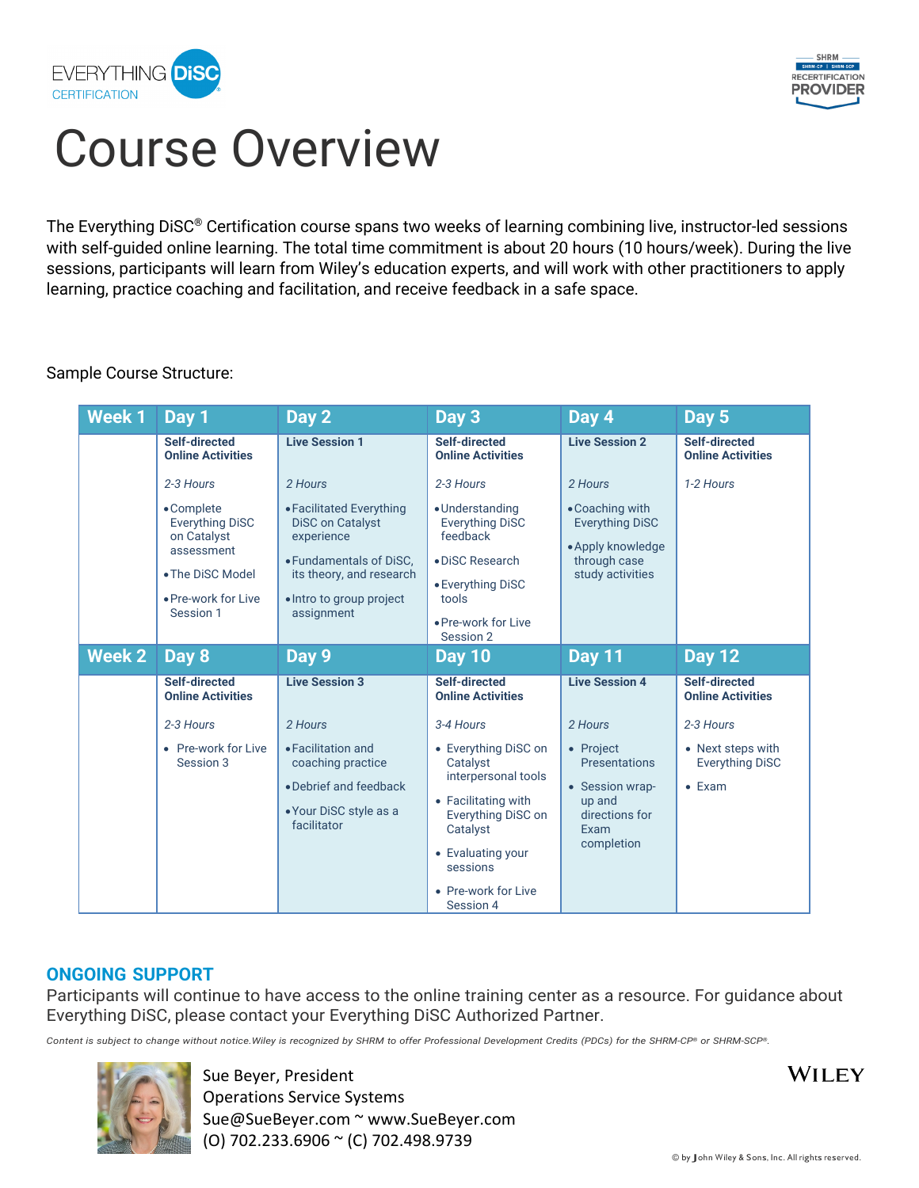# Course Overview

The Everything DiSC® Certification course spans two weeks of learning combining live, instructor-led sessions with self-guided online learning. The total time commitment is about 20 hours (10 hours/week). During the live sessions, participants will learn from Wiley's education experts, and will work with other practitioners to apply learning, practice coaching and facilitation, and receive feedback in a safe space.

Sample Course Structure:

| Week 1 | Day 1 | Day 2 | Day 3 | Day 4 | Day 5 |
|---|---|---|---|---|---|
| | **Self-directed Online Activities**<br><br>*2-3 Hours*<br><br>• Complete Everything DiSC on Catalyst assessment<br>• The DiSC Model<br>• Pre-work for Live Session 1 | **Live Session 1**<br><br>*2 Hours*<br><br>• Facilitated Everything DiSC on Catalyst experience<br>• Fundamentals of DiSC, its theory, and research<br>• Intro to group project assignment | **Self-directed Online Activities**<br><br>*2-3 Hours*<br><br>• Understanding Everything DiSC feedback<br>• DiSC Research<br>• Everything DiSC tools<br>• Pre-work for Live Session 2 | **Live Session 2**<br><br>*2 Hours*<br><br>• Coaching with Everything DiSC<br>• Apply knowledge through case study activities | **Self-directed Online Activities**<br><br>*1-2 Hours* |
| **Week 2** | **Day 8** | **Day 9** | **Day 10** | **Day 11** | **Day 12** |
| | **Self-directed Online Activities**<br><br>*2-3 Hours*<br><br>• Pre-work for Live Session 3 | **Live Session 3**<br><br>*2 Hours*<br><br>• Facilitation and coaching practice<br>• Debrief and feedback<br>• Your DiSC style as a facilitator | **Self-directed Online Activities**<br><br>*3-4 Hours*<br><br>• Everything DiSC on Catalyst interpersonal tools<br>• Facilitating with Everything DiSC on Catalyst<br>• Evaluating your sessions<br>• Pre-work for Live Session 4 | **Live Session 4**<br><br>*2 Hours*<br><br>• Project Presentations<br>• Session wrap-up and directions for Exam completion | **Self-directed Online Activities**<br><br>*2-3 Hours*<br><br>• Next steps with Everything DiSC<br>• Exam |

## ONGOING SUPPORT

Participants will continue to have access to the online training center as a resource. For guidance about Everything DiSC, please contact your Everything DiSC Authorized Partner.

*Content is subject to change without notice. Wiley is recognized by SHRM to offer Professional Development Credits (PDCs) for the SHRM-CP® or SHRM-SCP®.*

Sue Beyer, President
Operations Service Systems
Sue@SueBeyer.com ~ www.SueBeyer.com
(O) 702.233.6906 ~ (C) 702.498.9739

© by John Wiley & Sons, Inc. All rights reserved.